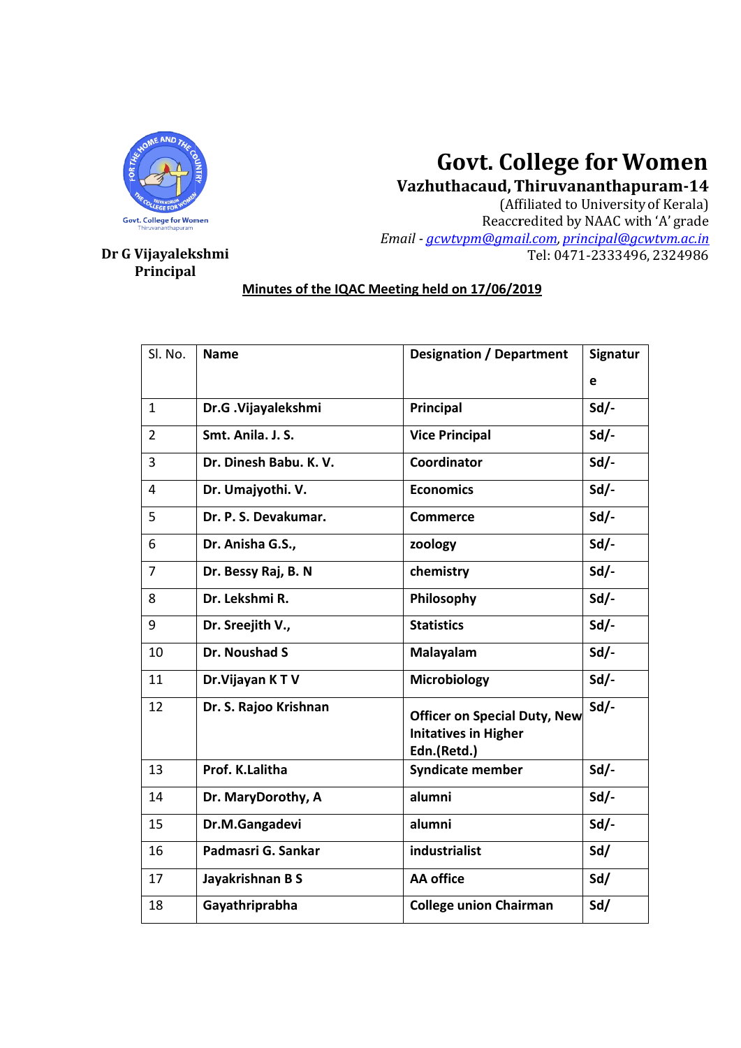# Govt. College for Women

**Vazhuthacaud, Thiruvananthapuram-14**

(Affiliated to University of Kerala)
Reaccredited by NAAC with 'A' grade
*Email - gcwtvpm@gmail.com, principal@gcwtvm.ac.in*
Tel: 0471-2333496, 2324986

**Dr G Vijayalekshmi**
**Principal**

**Minutes of the IQAC Meeting held on 17/06/2019**

| Sl. No. | Name | Designation / Department | Signature |
|---|---|---|---|
| 1 | **Dr.G .Vijayalekshmi** | **Principal** | **Sd/-** |
| 2 | **Smt. Anila. J. S.** | **Vice Principal** | **Sd/-** |
| 3 | **Dr. Dinesh Babu. K. V.** | **Coordinator** | **Sd/-** |
| 4 | **Dr. Umajyothi. V.** | **Economics** | **Sd/-** |
| 5 | **Dr. P. S. Devakumar.** | **Commerce** | **Sd/-** |
| 6 | **Dr. Anisha G.S.,** | **zoology** | **Sd/-** |
| 7 | **Dr. Bessy Raj, B. N** | **chemistry** | **Sd/-** |
| 8 | **Dr. Lekshmi R.** | **Philosophy** | **Sd/-** |
| 9 | **Dr. Sreejith V.,** | **Statistics** | **Sd/-** |
| 10 | **Dr. Noushad S** | **Malayalam** | **Sd/-** |
| 11 | **Dr.Vijayan K T V** | **Microbiology** | **Sd/-** |
| 12 | **Dr. S. Rajoo Krishnan** | **Officer on Special Duty, New Initatives in Higher Edn.(Retd.)** | **Sd/-** |
| 13 | **Prof. K.Lalitha** | **Syndicate member** | **Sd/-** |
| 14 | **Dr. MaryDorothy, A** | **alumni** | **Sd/-** |
| 15 | **Dr.M.Gangadevi** | **alumni** | **Sd/-** |
| 16 | **Padmasri G. Sankar** | **industrialist** | **Sd/** |
| 17 | **Jayakrishnan B S** | **AA office** | **Sd/** |
| 18 | **Gayathriprabha** | **College union Chairman** | **Sd/** |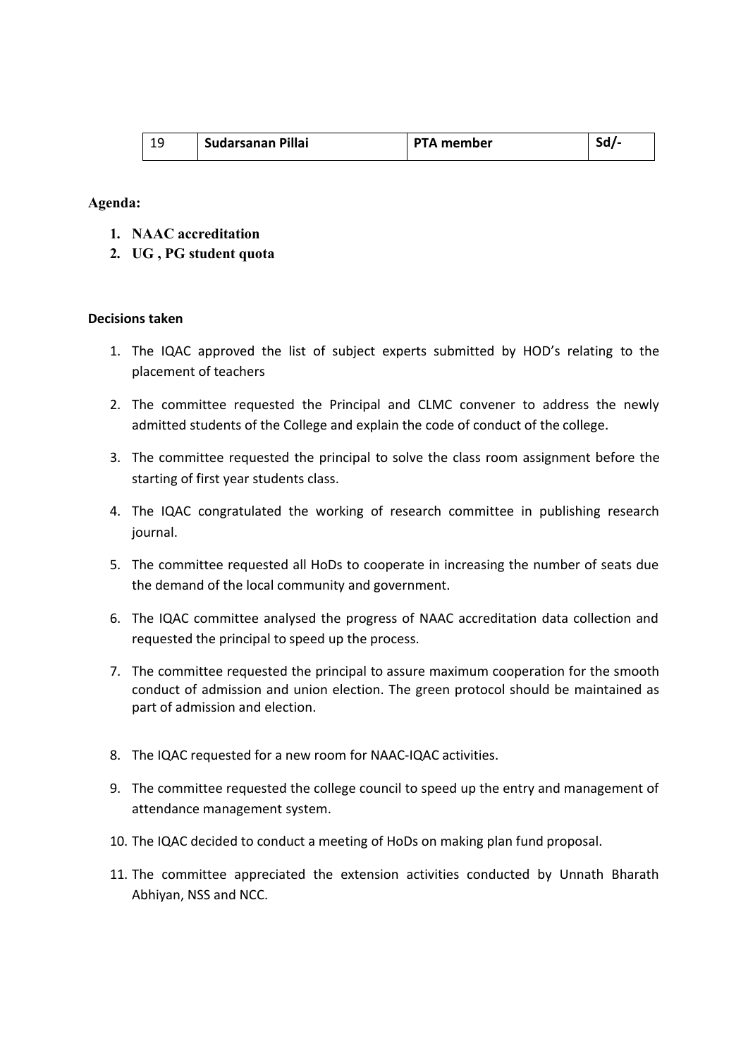| 19 | **Sudarsanan Pillai** | **PTA member** | **Sd/-** |
|---|---|---|---|

**Agenda:**

1. **NAAC accreditation**
2. **UG , PG student quota**

**Decisions taken**

1. The IQAC approved the list of subject experts submitted by HOD's relating to the placement of teachers
2. The committee requested the Principal and CLMC convener to address the newly admitted students of the College and explain the code of conduct of the college.
3. The committee requested the principal to solve the class room assignment before the starting of first year students class.
4. The IQAC congratulated the working of research committee in publishing research journal.
5. The committee requested all HoDs to cooperate in increasing the number of seats due the demand of the local community and government.
6. The IQAC committee analysed the progress of NAAC accreditation data collection and requested the principal to speed up the process.
7. The committee requested the principal to assure maximum cooperation for the smooth conduct of admission and union election. The green protocol should be maintained as part of admission and election.
8. The IQAC requested for a new room for NAAC-IQAC activities.
9. The committee requested the college council to speed up the entry and management of attendance management system.
10. The IQAC decided to conduct a meeting of HoDs on making plan fund proposal.
11. The committee appreciated the extension activities conducted by Unnath Bharath Abhiyan, NSS and NCC.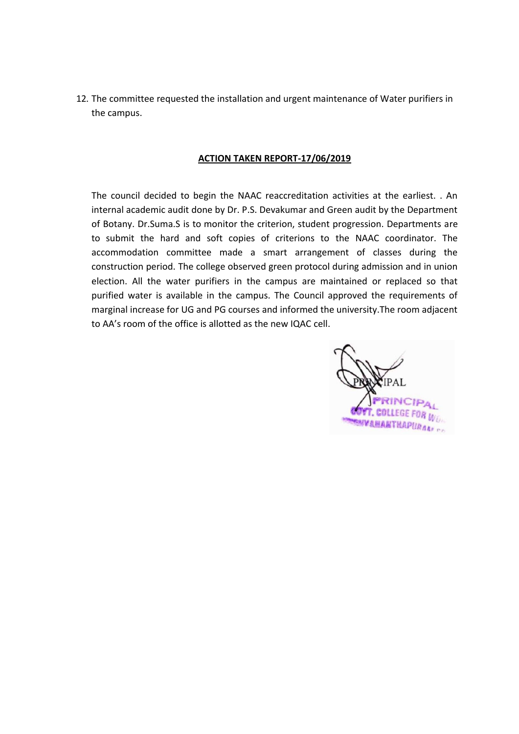12. The committee requested the installation and urgent maintenance of Water purifiers in the campus.

## ACTION TAKEN REPORT-17/06/2019

The council decided to begin the NAAC reaccreditation activities at the earliest. . An internal academic audit done by Dr. P.S. Devakumar and Green audit by the Department of Botany. Dr.Suma.S is to monitor the criterion, student progression. Departments are to submit the hard and soft copies of criterions to the NAAC coordinator. The accommodation committee made a smart arrangement of classes during the construction period. The college observed green protocol during admission and in union election. All the water purifiers in the campus are maintained or replaced so that purified water is available in the campus. The Council approved the requirements of marginal increase for UG and PG courses and informed the university.The room adjacent to AA's room of the office is allotted as the new IQAC cell.

PRINCIPAL

PRINCIPAL
GOVT. COLLEGE FOR WO...
...VANANTHAPURAM...